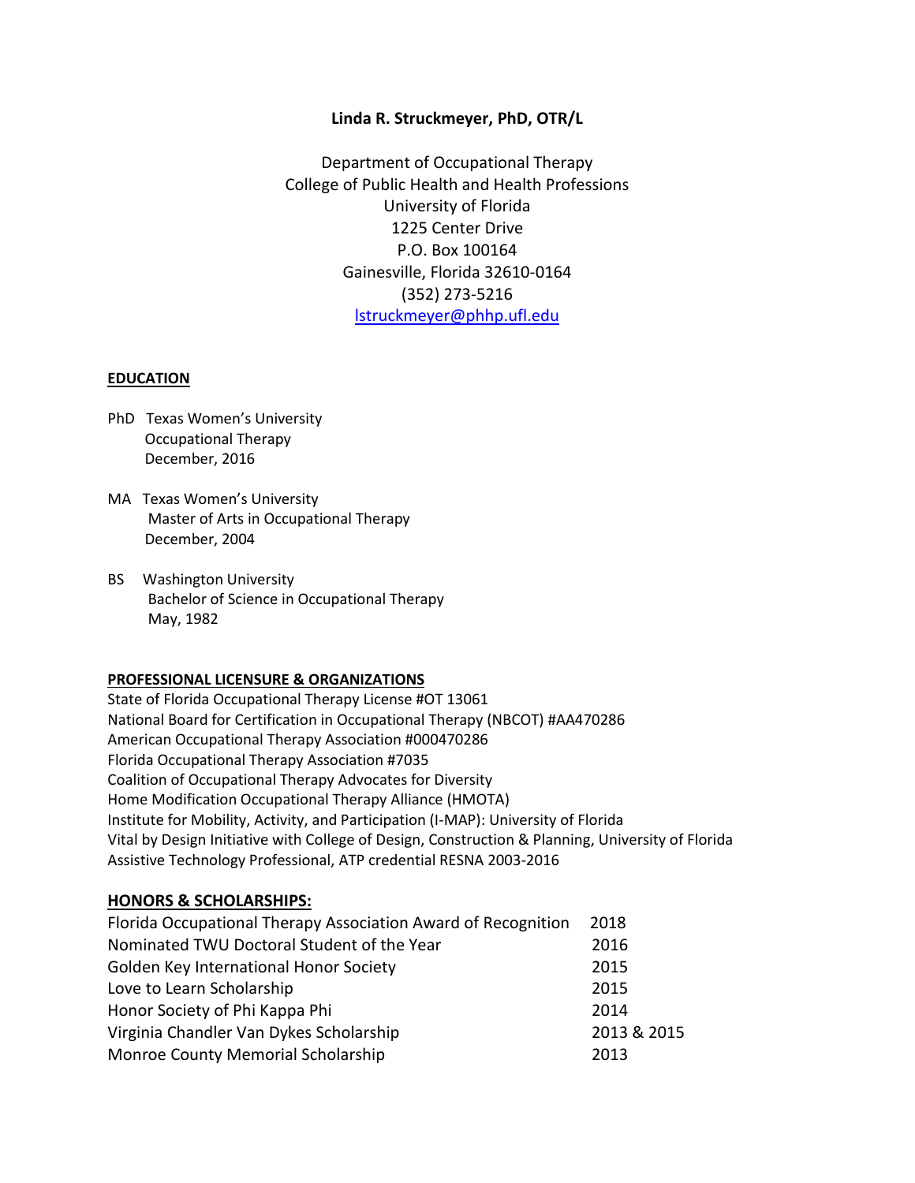**Linda R. Struckmeyer, PhD, OTR/L**

Department of Occupational Therapy
College of Public Health and Health Professions
University of Florida
1225 Center Drive
P.O. Box 100164
Gainesville, Florida 32610-0164
(352) 273-5216
lstruckmeyer@phhp.ufl.edu

## EDUCATION

PhD Texas Women's University
Occupational Therapy
December, 2016

MA Texas Women's University
Master of Arts in Occupational Therapy
December, 2004

BS Washington University
Bachelor of Science in Occupational Therapy
May, 1982

## PROFESSIONAL LICENSURE & ORGANIZATIONS

State of Florida Occupational Therapy License #OT 13061
National Board for Certification in Occupational Therapy (NBCOT) #AA470286
American Occupational Therapy Association #000470286
Florida Occupational Therapy Association #7035
Coalition of Occupational Therapy Advocates for Diversity
Home Modification Occupational Therapy Alliance (HMOTA)
Institute for Mobility, Activity, and Participation (I-MAP): University of Florida
Vital by Design Initiative with College of Design, Construction & Planning, University of Florida
Assistive Technology Professional, ATP credential RESNA 2003-2016

## HONORS & SCHOLARSHIPS:

| | |
|---|---|
| Florida Occupational Therapy Association Award of Recognition | 2018 |
| Nominated TWU Doctoral Student of the Year | 2016 |
| Golden Key International Honor Society | 2015 |
| Love to Learn Scholarship | 2015 |
| Honor Society of Phi Kappa Phi | 2014 |
| Virginia Chandler Van Dykes Scholarship | 2013 & 2015 |
| Monroe County Memorial Scholarship | 2013 |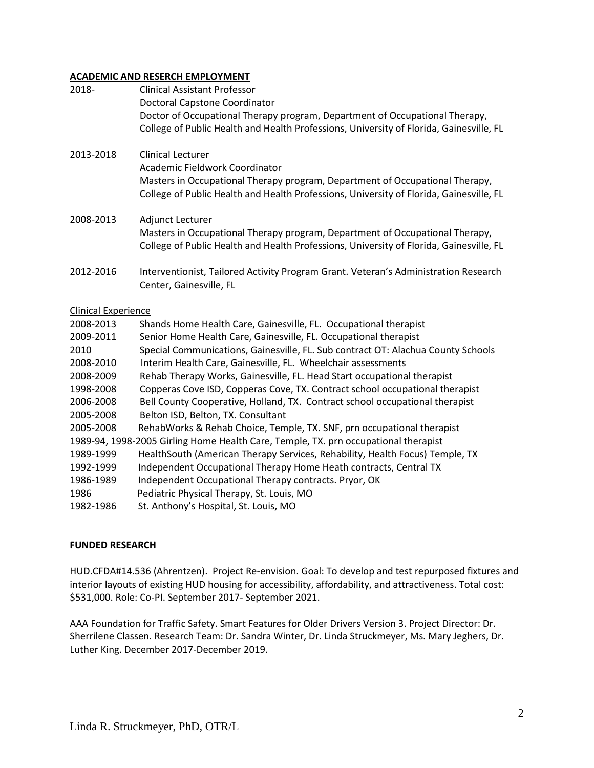## ACADEMIC AND RESERCH EMPLOYMENT

2018- Clinical Assistant Professor
Doctoral Capstone Coordinator
Doctor of Occupational Therapy program, Department of Occupational Therapy, College of Public Health and Health Professions, University of Florida, Gainesville, FL

2013-2018 Clinical Lecturer
Academic Fieldwork Coordinator
Masters in Occupational Therapy program, Department of Occupational Therapy, College of Public Health and Health Professions, University of Florida, Gainesville, FL

2008-2013 Adjunct Lecturer
Masters in Occupational Therapy program, Department of Occupational Therapy, College of Public Health and Health Professions, University of Florida, Gainesville, FL

2012-2016 Interventionist, Tailored Activity Program Grant. Veteran's Administration Research Center, Gainesville, FL

### Clinical Experience

2008-2013 Shands Home Health Care, Gainesville, FL. Occupational therapist
2009-2011 Senior Home Health Care, Gainesville, FL. Occupational therapist
2010 Special Communications, Gainesville, FL. Sub contract OT: Alachua County Schools
2008-2010 Interim Health Care, Gainesville, FL. Wheelchair assessments
2008-2009 Rehab Therapy Works, Gainesville, FL. Head Start occupational therapist
1998-2008 Copperas Cove ISD, Copperas Cove, TX. Contract school occupational therapist
2006-2008 Bell County Cooperative, Holland, TX. Contract school occupational therapist
2005-2008 Belton ISD, Belton, TX. Consultant
2005-2008 RehabWorks & Rehab Choice, Temple, TX. SNF, prn occupational therapist
1989-94, 1998-2005 Girling Home Health Care, Temple, TX. prn occupational therapist
1989-1999 HealthSouth (American Therapy Services, Rehability, Health Focus) Temple, TX
1992-1999 Independent Occupational Therapy Home Heath contracts, Central TX
1986-1989 Independent Occupational Therapy contracts. Pryor, OK
1986 Pediatric Physical Therapy, St. Louis, MO
1982-1986 St. Anthony's Hospital, St. Louis, MO

## FUNDED RESEARCH

HUD.CFDA#14.536 (Ahrentzen). Project Re-envision. Goal: To develop and test repurposed fixtures and interior layouts of existing HUD housing for accessibility, affordability, and attractiveness. Total cost: $531,000. Role: Co-PI. September 2017- September 2021.

AAA Foundation for Traffic Safety. Smart Features for Older Drivers Version 3. Project Director: Dr. Sherrilene Classen. Research Team: Dr. Sandra Winter, Dr. Linda Struckmeyer, Ms. Mary Jeghers, Dr. Luther King. December 2017-December 2019.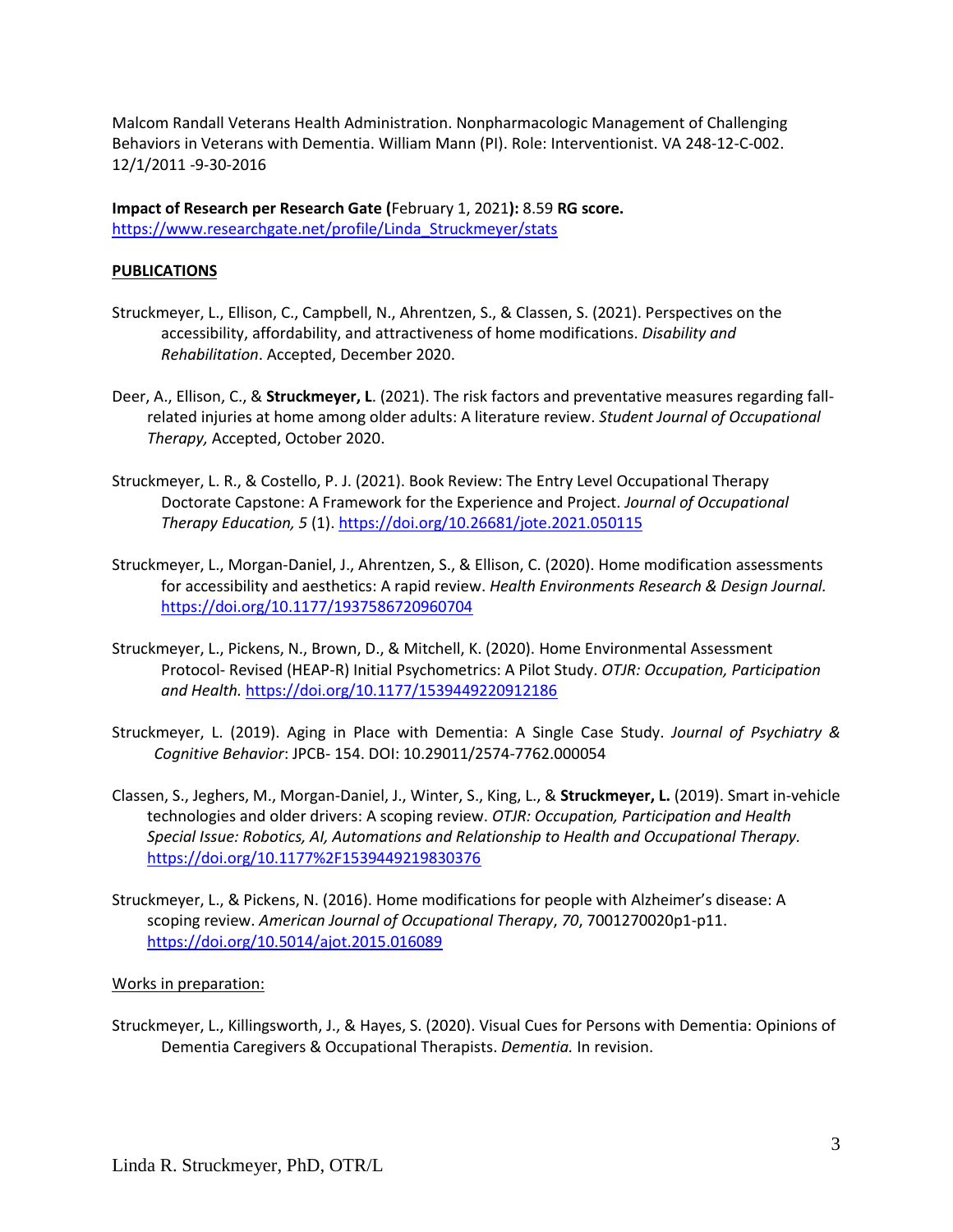Malcom Randall Veterans Health Administration. Nonpharmacologic Management of Challenging Behaviors in Veterans with Dementia. William Mann (PI). Role: Interventionist. VA 248-12-C-002. 12/1/2011 -9-30-2016

**Impact of Research per Research Gate (**February 1, 2021**):** 8.59 **RG score.**
https://www.researchgate.net/profile/Linda_Struckmeyer/stats

**PUBLICATIONS**

Struckmeyer, L., Ellison, C., Campbell, N., Ahrentzen, S., & Classen, S. (2021). Perspectives on the accessibility, affordability, and attractiveness of home modifications. *Disability and Rehabilitation*. Accepted, December 2020.

Deer, A., Ellison, C., & **Struckmeyer, L**. (2021). The risk factors and preventative measures regarding fall-related injuries at home among older adults: A literature review. *Student Journal of Occupational Therapy,* Accepted, October 2020.

Struckmeyer, L. R., & Costello, P. J. (2021). Book Review: The Entry Level Occupational Therapy Doctorate Capstone: A Framework for the Experience and Project. *Journal of Occupational Therapy Education, 5* (1). https://doi.org/10.26681/jote.2021.050115

Struckmeyer, L., Morgan-Daniel, J., Ahrentzen, S., & Ellison, C. (2020). Home modification assessments for accessibility and aesthetics: A rapid review. *Health Environments Research & Design Journal.* https://doi.org/10.1177/1937586720960704

Struckmeyer, L., Pickens, N., Brown, D., & Mitchell, K. (2020). Home Environmental Assessment Protocol- Revised (HEAP-R) Initial Psychometrics: A Pilot Study. *OTJR: Occupation, Participation and Health.* https://doi.org/10.1177/1539449220912186

Struckmeyer, L. (2019). Aging in Place with Dementia: A Single Case Study. *Journal of Psychiatry & Cognitive Behavior*: JPCB- 154. DOI: 10.29011/2574-7762.000054

Classen, S., Jeghers, M., Morgan-Daniel, J., Winter, S., King, L., & **Struckmeyer, L.** (2019). Smart in-vehicle technologies and older drivers: A scoping review. *OTJR: Occupation, Participation and Health Special Issue: Robotics, AI, Automations and Relationship to Health and Occupational Therapy.* https://doi.org/10.1177%2F1539449219830376

Struckmeyer, L., & Pickens, N. (2016). Home modifications for people with Alzheimer's disease: A scoping review. *American Journal of Occupational Therapy*, *70*, 7001270020p1-p11. https://doi.org/10.5014/ajot.2015.016089

Works in preparation:

Struckmeyer, L., Killingsworth, J., & Hayes, S. (2020). Visual Cues for Persons with Dementia: Opinions of Dementia Caregivers & Occupational Therapists. *Dementia.* In revision.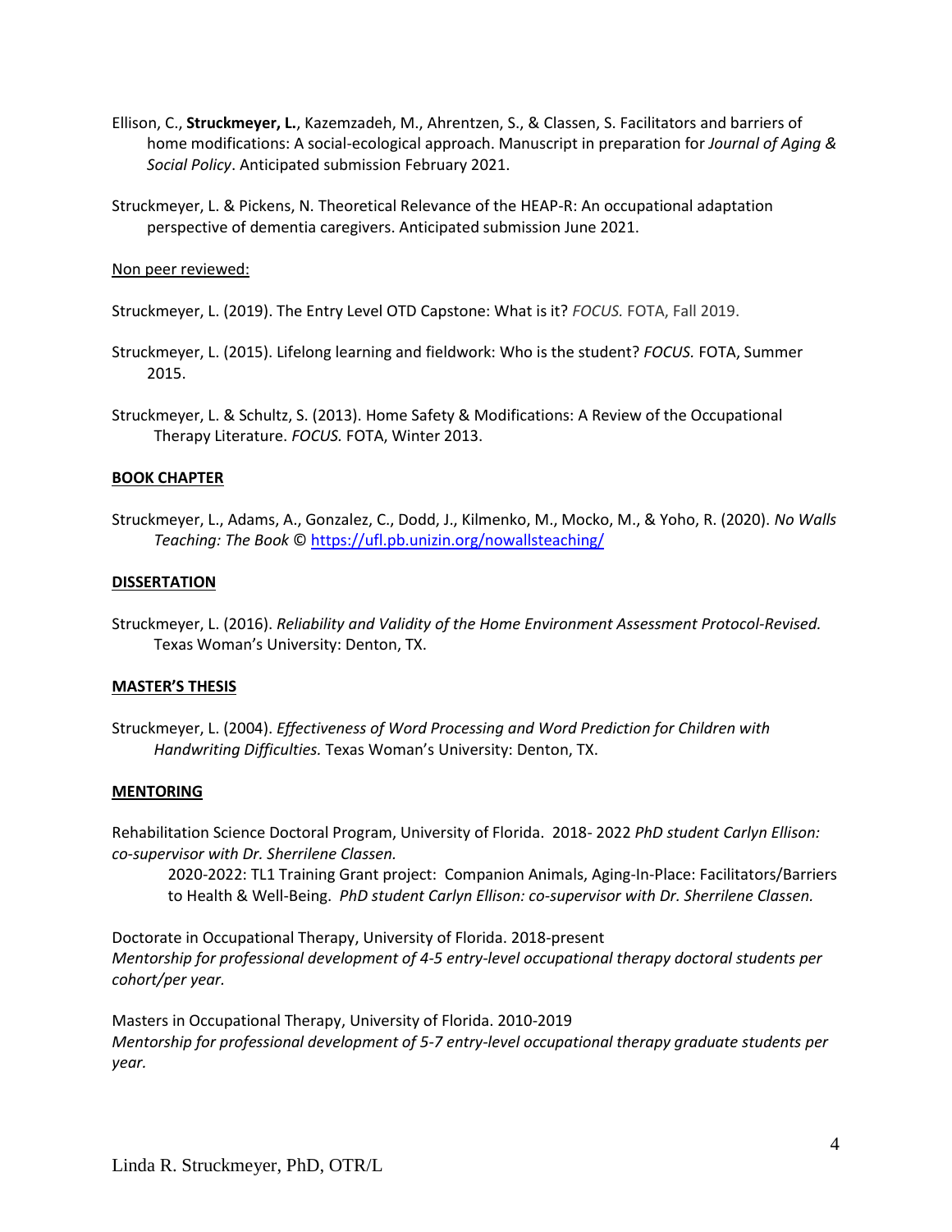Ellison, C., **Struckmeyer, L.**, Kazemzadeh, M., Ahrentzen, S., & Classen, S. Facilitators and barriers of home modifications: A social-ecological approach. Manuscript in preparation for *Journal of Aging & Social Policy*. Anticipated submission February 2021.

Struckmeyer, L. & Pickens, N. Theoretical Relevance of the HEAP-R: An occupational adaptation perspective of dementia caregivers. Anticipated submission June 2021.

Non peer reviewed:

Struckmeyer, L. (2019). The Entry Level OTD Capstone: What is it? *FOCUS.* FOTA, Fall 2019.

Struckmeyer, L. (2015). Lifelong learning and fieldwork: Who is the student? *FOCUS.* FOTA, Summer 2015.

Struckmeyer, L. & Schultz, S. (2013). Home Safety & Modifications: A Review of the Occupational Therapy Literature. *FOCUS.* FOTA, Winter 2013.

## BOOK CHAPTER

Struckmeyer, L., Adams, A., Gonzalez, C., Dodd, J., Kilmenko, M., Mocko, M., & Yoho, R. (2020). *No Walls Teaching: The Book* © https://ufl.pb.unizin.org/nowallsteaching/

## DISSERTATION

Struckmeyer, L. (2016). *Reliability and Validity of the Home Environment Assessment Protocol-Revised.* Texas Woman's University: Denton, TX.

## MASTER'S THESIS

Struckmeyer, L. (2004). *Effectiveness of Word Processing and Word Prediction for Children with Handwriting Difficulties.* Texas Woman's University: Denton, TX.

## MENTORING

Rehabilitation Science Doctoral Program, University of Florida. 2018- 2022 *PhD student Carlyn Ellison: co-supervisor with Dr. Sherrilene Classen.*

2020-2022: TL1 Training Grant project: Companion Animals, Aging-In-Place: Facilitators/Barriers to Health & Well-Being. *PhD student Carlyn Ellison: co-supervisor with Dr. Sherrilene Classen.*

Doctorate in Occupational Therapy, University of Florida. 2018-present
*Mentorship for professional development of 4-5 entry-level occupational therapy doctoral students per cohort/per year.*

Masters in Occupational Therapy, University of Florida. 2010-2019
*Mentorship for professional development of 5-7 entry-level occupational therapy graduate students per year.*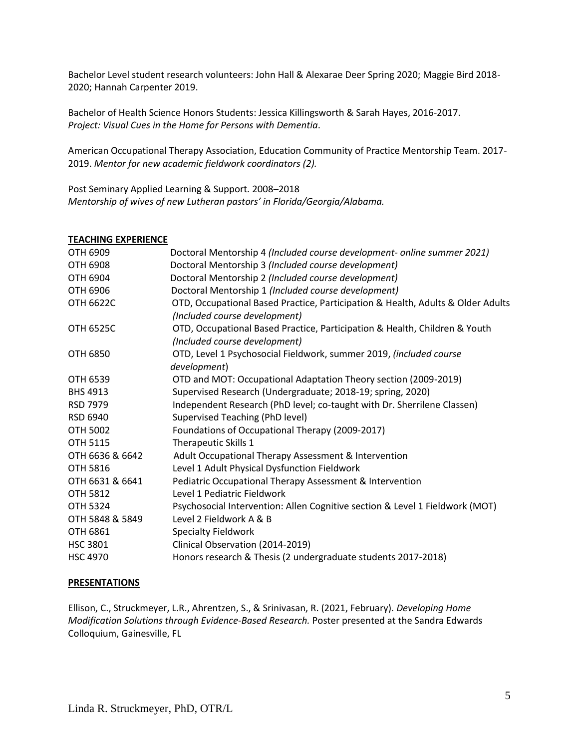Bachelor Level student research volunteers: John Hall & Alexarae Deer Spring 2020; Maggie Bird 2018-2020; Hannah Carpenter 2019.

Bachelor of Health Science Honors Students: Jessica Killingsworth & Sarah Hayes, 2016-2017. *Project: Visual Cues in the Home for Persons with Dementia*.

American Occupational Therapy Association, Education Community of Practice Mentorship Team. 2017-2019. *Mentor for new academic fieldwork coordinators (2).*

Post Seminary Applied Learning & Support. 2008–2018
*Mentorship of wives of new Lutheran pastors' in Florida/Georgia/Alabama.*

## TEACHING EXPERIENCE

| | |
|---|---|
| OTH 6909 | Doctoral Mentorship 4 *(Included course development- online summer 2021)* |
| OTH 6908 | Doctoral Mentorship 3 *(Included course development)* |
| OTH 6904 | Doctoral Mentorship 2 *(Included course development)* |
| OTH 6906 | Doctoral Mentorship 1 *(Included course development)* |
| OTH 6622C | OTD, Occupational Based Practice, Participation & Health, Adults & Older Adults *(Included course development)* |
| OTH 6525C | OTD, Occupational Based Practice, Participation & Health, Children & Youth *(Included course development)* |
| OTH 6850 | OTD, Level 1 Psychosocial Fieldwork, summer 2019, *(included course development)* |
| OTH 6539 | OTD and MOT: Occupational Adaptation Theory section (2009-2019) |
| BHS 4913 | Supervised Research (Undergraduate; 2018-19; spring, 2020) |
| RSD 7979 | Independent Research (PhD level; co-taught with Dr. Sherrilene Classen) |
| RSD 6940 | Supervised Teaching (PhD level) |
| OTH 5002 | Foundations of Occupational Therapy (2009-2017) |
| OTH 5115 | Therapeutic Skills 1 |
| OTH 6636 & 6642 | Adult Occupational Therapy Assessment & Intervention |
| OTH 5816 | Level 1 Adult Physical Dysfunction Fieldwork |
| OTH 6631 & 6641 | Pediatric Occupational Therapy Assessment & Intervention |
| OTH 5812 | Level 1 Pediatric Fieldwork |
| OTH 5324 | Psychosocial Intervention: Allen Cognitive section & Level 1 Fieldwork (MOT) |
| OTH 5848 & 5849 | Level 2 Fieldwork A & B |
| OTH 6861 | Specialty Fieldwork |
| HSC 3801 | Clinical Observation (2014-2019) |
| HSC 4970 | Honors research & Thesis (2 undergraduate students 2017-2018) |

## PRESENTATIONS

Ellison, C., Struckmeyer, L.R., Ahrentzen, S., & Srinivasan, R. (2021, February). *Developing Home Modification Solutions through Evidence-Based Research.* Poster presented at the Sandra Edwards Colloquium, Gainesville, FL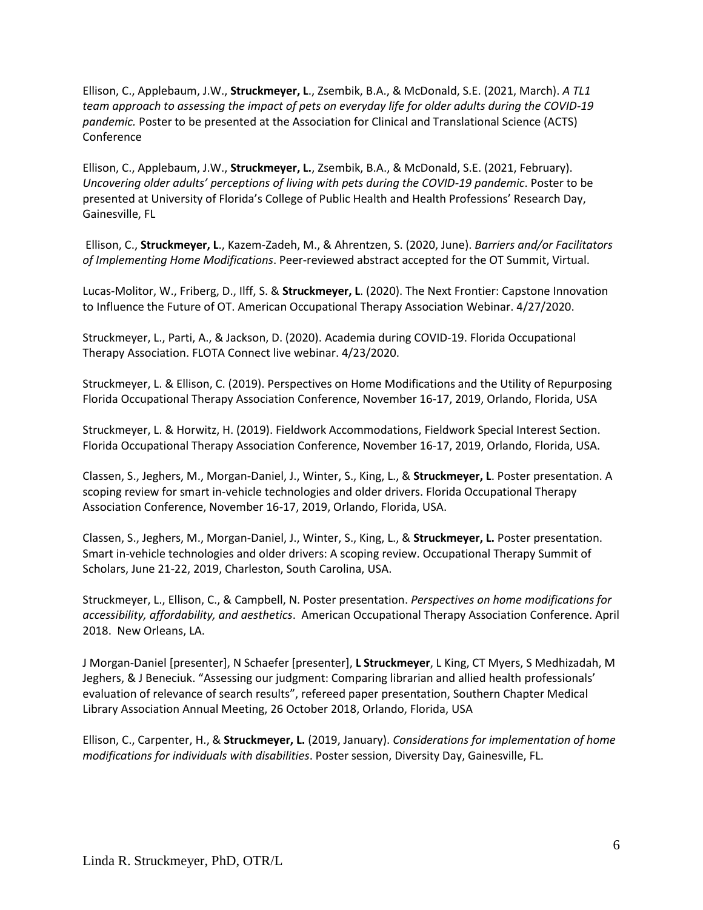Ellison, C., Applebaum, J.W., **Struckmeyer, L**., Zsembik, B.A., & McDonald, S.E. (2021, March). *A TL1 team approach to assessing the impact of pets on everyday life for older adults during the COVID-19 pandemic.* Poster to be presented at the Association for Clinical and Translational Science (ACTS) Conference

Ellison, C., Applebaum, J.W., **Struckmeyer, L.**, Zsembik, B.A., & McDonald, S.E. (2021, February). *Uncovering older adults' perceptions of living with pets during the COVID-19 pandemic*. Poster to be presented at University of Florida's College of Public Health and Health Professions' Research Day, Gainesville, FL

Ellison, C., **Struckmeyer, L**., Kazem-Zadeh, M., & Ahrentzen, S. (2020, June). *Barriers and/or Facilitators of Implementing Home Modifications*. Peer-reviewed abstract accepted for the OT Summit, Virtual.

Lucas-Molitor, W., Friberg, D., Ilff, S. & **Struckmeyer, L**. (2020). The Next Frontier: Capstone Innovation to Influence the Future of OT. American Occupational Therapy Association Webinar. 4/27/2020.

Struckmeyer, L., Parti, A., & Jackson, D. (2020). Academia during COVID-19. Florida Occupational Therapy Association. FLOTA Connect live webinar. 4/23/2020.

Struckmeyer, L. & Ellison, C. (2019). Perspectives on Home Modifications and the Utility of Repurposing Florida Occupational Therapy Association Conference, November 16-17, 2019, Orlando, Florida, USA

Struckmeyer, L. & Horwitz, H. (2019). Fieldwork Accommodations, Fieldwork Special Interest Section. Florida Occupational Therapy Association Conference, November 16-17, 2019, Orlando, Florida, USA.

Classen, S., Jeghers, M., Morgan-Daniel, J., Winter, S., King, L., & **Struckmeyer, L**. Poster presentation. A scoping review for smart in-vehicle technologies and older drivers. Florida Occupational Therapy Association Conference, November 16-17, 2019, Orlando, Florida, USA.

Classen, S., Jeghers, M., Morgan-Daniel, J., Winter, S., King, L., & **Struckmeyer, L.** Poster presentation. Smart in-vehicle technologies and older drivers: A scoping review. Occupational Therapy Summit of Scholars, June 21-22, 2019, Charleston, South Carolina, USA.

Struckmeyer, L., Ellison, C., & Campbell, N. Poster presentation. *Perspectives on home modifications for accessibility, affordability, and aesthetics*. American Occupational Therapy Association Conference. April 2018. New Orleans, LA.

J Morgan-Daniel [presenter], N Schaefer [presenter], **L Struckmeyer**, L King, CT Myers, S Medhizadah, M Jeghers, & J Beneciuk. "Assessing our judgment: Comparing librarian and allied health professionals' evaluation of relevance of search results", refereed paper presentation, Southern Chapter Medical Library Association Annual Meeting, 26 October 2018, Orlando, Florida, USA

Ellison, C., Carpenter, H., & **Struckmeyer, L.** (2019, January). *Considerations for implementation of home modifications for individuals with disabilities*. Poster session, Diversity Day, Gainesville, FL.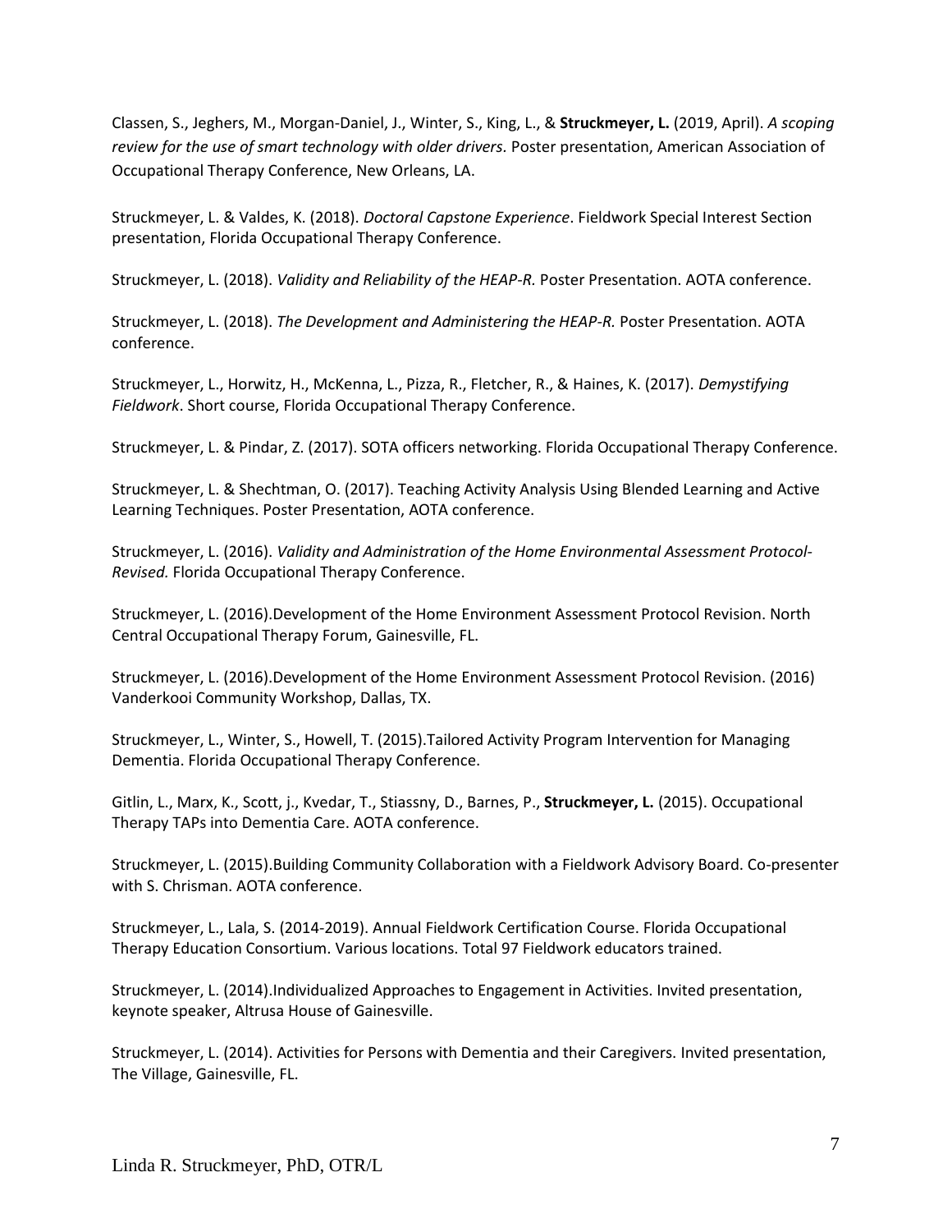Classen, S., Jeghers, M., Morgan-Daniel, J., Winter, S., King, L., & **Struckmeyer, L.** (2019, April). *A scoping review for the use of smart technology with older drivers.* Poster presentation, American Association of Occupational Therapy Conference, New Orleans, LA.

Struckmeyer, L. & Valdes, K. (2018). *Doctoral Capstone Experience*. Fieldwork Special Interest Section presentation, Florida Occupational Therapy Conference.

Struckmeyer, L. (2018). *Validity and Reliability of the HEAP-R.* Poster Presentation. AOTA conference.

Struckmeyer, L. (2018). *The Development and Administering the HEAP-R.* Poster Presentation. AOTA conference.

Struckmeyer, L., Horwitz, H., McKenna, L., Pizza, R., Fletcher, R., & Haines, K. (2017). *Demystifying Fieldwork*. Short course, Florida Occupational Therapy Conference.

Struckmeyer, L. & Pindar, Z. (2017). SOTA officers networking. Florida Occupational Therapy Conference.

Struckmeyer, L. & Shechtman, O. (2017). Teaching Activity Analysis Using Blended Learning and Active Learning Techniques. Poster Presentation, AOTA conference.

Struckmeyer, L. (2016). *Validity and Administration of the Home Environmental Assessment Protocol-Revised.* Florida Occupational Therapy Conference.

Struckmeyer, L. (2016).Development of the Home Environment Assessment Protocol Revision. North Central Occupational Therapy Forum, Gainesville, FL.

Struckmeyer, L. (2016).Development of the Home Environment Assessment Protocol Revision. (2016) Vanderkooi Community Workshop, Dallas, TX.

Struckmeyer, L., Winter, S., Howell, T. (2015).Tailored Activity Program Intervention for Managing Dementia. Florida Occupational Therapy Conference.

Gitlin, L., Marx, K., Scott, j., Kvedar, T., Stiassny, D., Barnes, P., **Struckmeyer, L.** (2015). Occupational Therapy TAPs into Dementia Care. AOTA conference.

Struckmeyer, L. (2015).Building Community Collaboration with a Fieldwork Advisory Board. Co-presenter with S. Chrisman. AOTA conference.

Struckmeyer, L., Lala, S. (2014-2019). Annual Fieldwork Certification Course. Florida Occupational Therapy Education Consortium. Various locations. Total 97 Fieldwork educators trained.

Struckmeyer, L. (2014).Individualized Approaches to Engagement in Activities. Invited presentation, keynote speaker, Altrusa House of Gainesville.

Struckmeyer, L. (2014). Activities for Persons with Dementia and their Caregivers. Invited presentation, The Village, Gainesville, FL.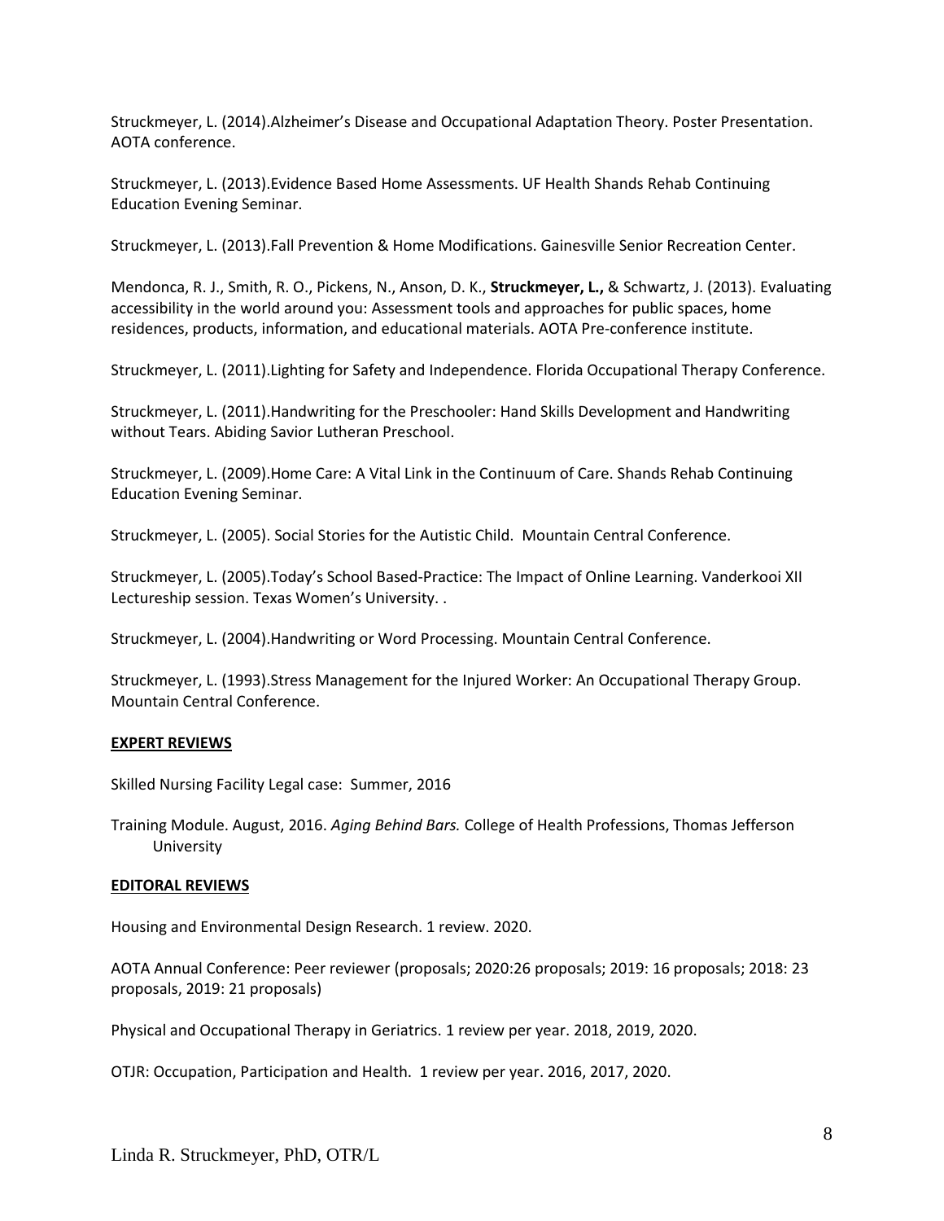Struckmeyer, L. (2014).Alzheimer's Disease and Occupational Adaptation Theory. Poster Presentation. AOTA conference.

Struckmeyer, L. (2013).Evidence Based Home Assessments. UF Health Shands Rehab Continuing Education Evening Seminar.

Struckmeyer, L. (2013).Fall Prevention & Home Modifications. Gainesville Senior Recreation Center.

Mendonca, R. J., Smith, R. O., Pickens, N., Anson, D. K., **Struckmeyer, L.,** & Schwartz, J. (2013). Evaluating accessibility in the world around you: Assessment tools and approaches for public spaces, home residences, products, information, and educational materials. AOTA Pre-conference institute.

Struckmeyer, L. (2011).Lighting for Safety and Independence. Florida Occupational Therapy Conference.

Struckmeyer, L. (2011).Handwriting for the Preschooler: Hand Skills Development and Handwriting without Tears. Abiding Savior Lutheran Preschool.

Struckmeyer, L. (2009).Home Care: A Vital Link in the Continuum of Care. Shands Rehab Continuing Education Evening Seminar.

Struckmeyer, L. (2005). Social Stories for the Autistic Child. Mountain Central Conference.

Struckmeyer, L. (2005).Today's School Based-Practice: The Impact of Online Learning. Vanderkooi XII Lectureship session. Texas Women's University. .

Struckmeyer, L. (2004).Handwriting or Word Processing. Mountain Central Conference.

Struckmeyer, L. (1993).Stress Management for the Injured Worker: An Occupational Therapy Group. Mountain Central Conference.

## EXPERT REVIEWS

Skilled Nursing Facility Legal case: Summer, 2016

Training Module. August, 2016. *Aging Behind Bars.* College of Health Professions, Thomas Jefferson University

## EDITORAL REVIEWS

Housing and Environmental Design Research. 1 review. 2020.

AOTA Annual Conference: Peer reviewer (proposals; 2020:26 proposals; 2019: 16 proposals; 2018: 23 proposals, 2019: 21 proposals)

Physical and Occupational Therapy in Geriatrics. 1 review per year. 2018, 2019, 2020.

OTJR: Occupation, Participation and Health. 1 review per year. 2016, 2017, 2020.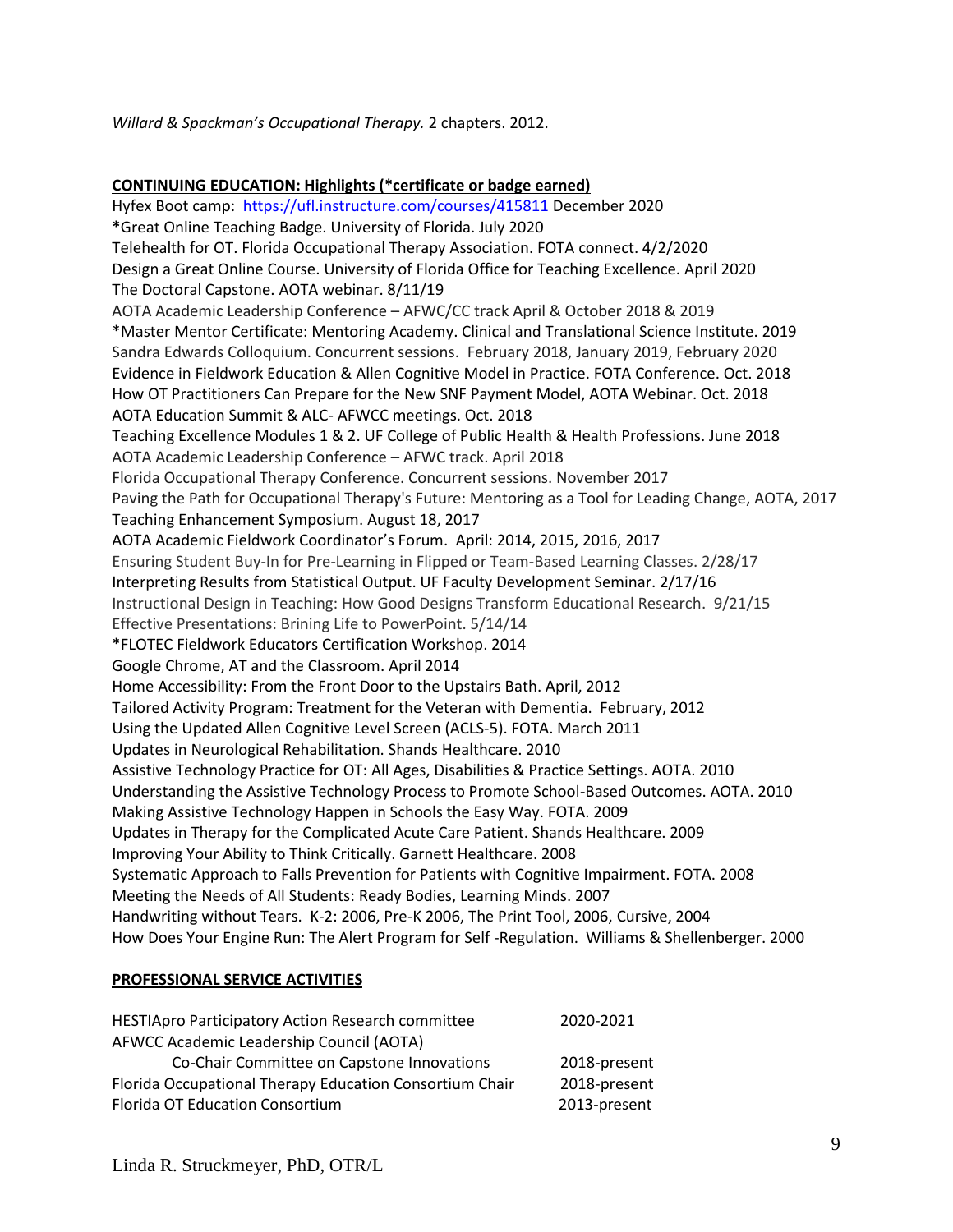*Willard & Spackman's Occupational Therapy.* 2 chapters. 2012.

**CONTINUING EDUCATION: Highlights (*certificate or badge earned)**

Hyfex Boot camp: https://ufl.instructure.com/courses/415811 December 2020
***Great Online Teaching Badge. University of Florida. July 2020**
Telehealth for OT. Florida Occupational Therapy Association. FOTA connect. 4/2/2020
Design a Great Online Course. University of Florida Office for Teaching Excellence. April 2020
The Doctoral Capstone. AOTA webinar. 8/11/19
AOTA Academic Leadership Conference – AFWC/CC track April & October 2018 & 2019
*Master Mentor Certificate: Mentoring Academy. Clinical and Translational Science Institute. 2019
Sandra Edwards Colloquium. Concurrent sessions. February 2018, January 2019, February 2020
Evidence in Fieldwork Education & Allen Cognitive Model in Practice. FOTA Conference. Oct. 2018
How OT Practitioners Can Prepare for the New SNF Payment Model, AOTA Webinar. Oct. 2018
AOTA Education Summit & ALC- AFWCC meetings. Oct. 2018
Teaching Excellence Modules 1 & 2. UF College of Public Health & Health Professions. June 2018
AOTA Academic Leadership Conference – AFWC track. April 2018
Florida Occupational Therapy Conference. Concurrent sessions. November 2017
Paving the Path for Occupational Therapy's Future: Mentoring as a Tool for Leading Change, AOTA, 2017
Teaching Enhancement Symposium. August 18, 2017
AOTA Academic Fieldwork Coordinator's Forum. April: 2014, 2015, 2016, 2017
Ensuring Student Buy-In for Pre-Learning in Flipped or Team-Based Learning Classes. 2/28/17
Interpreting Results from Statistical Output. UF Faculty Development Seminar. 2/17/16
Instructional Design in Teaching: How Good Designs Transform Educational Research. 9/21/15
Effective Presentations: Brining Life to PowerPoint. 5/14/14
*FLOTEC Fieldwork Educators Certification Workshop. 2014
Google Chrome, AT and the Classroom. April 2014
Home Accessibility: From the Front Door to the Upstairs Bath. April, 2012
Tailored Activity Program: Treatment for the Veteran with Dementia. February, 2012
Using the Updated Allen Cognitive Level Screen (ACLS-5). FOTA. March 2011
Updates in Neurological Rehabilitation. Shands Healthcare. 2010
Assistive Technology Practice for OT: All Ages, Disabilities & Practice Settings. AOTA. 2010
Understanding the Assistive Technology Process to Promote School-Based Outcomes. AOTA. 2010
Making Assistive Technology Happen in Schools the Easy Way. FOTA. 2009
Updates in Therapy for the Complicated Acute Care Patient. Shands Healthcare. 2009
Improving Your Ability to Think Critically. Garnett Healthcare. 2008
Systematic Approach to Falls Prevention for Patients with Cognitive Impairment. FOTA. 2008
Meeting the Needs of All Students: Ready Bodies, Learning Minds. 2007
Handwriting without Tears. K-2: 2006, Pre-K 2006, The Print Tool, 2006, Cursive, 2004
How Does Your Engine Run: The Alert Program for Self -Regulation. Williams & Shellenberger. 2000

**PROFESSIONAL SERVICE ACTIVITIES**

| | |
|---|---|
| HESTIApro Participatory Action Research committee | 2020-2021 |
| AFWCC Academic Leadership Council (AOTA) | |
| Co-Chair Committee on Capstone Innovations | 2018-present |
| Florida Occupational Therapy Education Consortium Chair | 2018-present |
| Florida OT Education Consortium | 2013-present |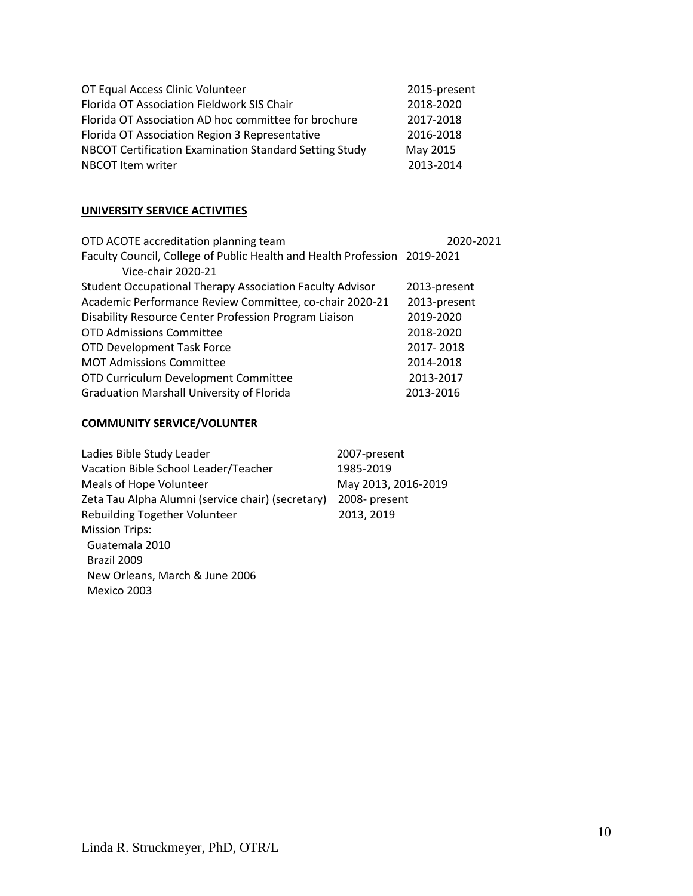| | |
|---|---|
| OT Equal Access Clinic Volunteer | 2015-present |
| Florida OT Association Fieldwork SIS Chair | 2018-2020 |
| Florida OT Association AD hoc committee for brochure | 2017-2018 |
| Florida OT Association Region 3 Representative | 2016-2018 |
| NBCOT Certification Examination Standard Setting Study | May 2015 |
| NBCOT Item writer | 2013-2014 |

**UNIVERSITY SERVICE ACTIVITIES**

| | |
|---|---|
| OTD ACOTE accreditation planning team | 2020-2021 |
| Faculty Council, College of Public Health and Health Profession<br>Vice-chair 2020-21 | 2019-2021 |
| Student Occupational Therapy Association Faculty Advisor | 2013-present |
| Academic Performance Review Committee, co-chair 2020-21 | 2013-present |
| Disability Resource Center Profession Program Liaison | 2019-2020 |
| OTD Admissions Committee | 2018-2020 |
| OTD Development Task Force | 2017- 2018 |
| MOT Admissions Committee | 2014-2018 |
| OTD Curriculum Development Committee | 2013-2017 |
| Graduation Marshall University of Florida | 2013-2016 |

**COMMUNITY SERVICE/VOLUNTER**

| | |
|---|---|
| Ladies Bible Study Leader | 2007-present |
| Vacation Bible School Leader/Teacher | 1985-2019 |
| Meals of Hope Volunteer | May 2013, 2016-2019 |
| Zeta Tau Alpha Alumni (service chair) (secretary) | 2008- present |
| Rebuilding Together Volunteer | 2013, 2019 |

Mission Trips:
- Guatemala 2010
- Brazil 2009
- New Orleans, March & June 2006
- Mexico 2003